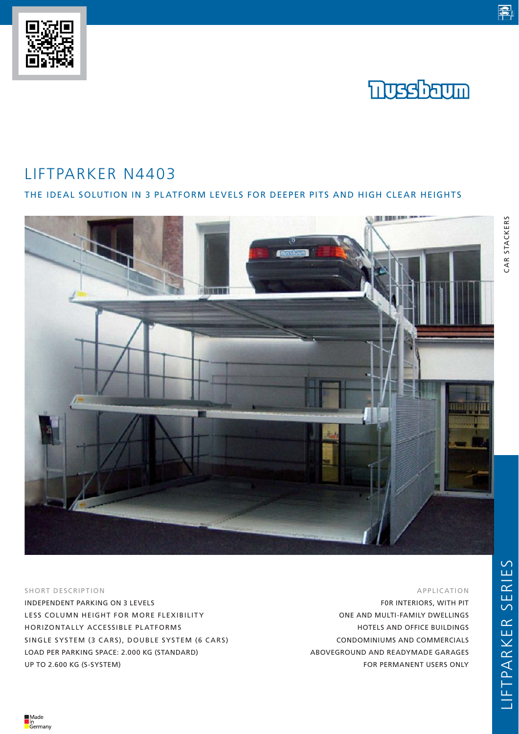# LIFTPARKER N4403

## THE IDEAL SOLUTION IN 3 PLATFORM LEVELS FOR DEEPER PITS AND HIGH CLEAR HEIGHTS

### SHORT DESCRIPTION

INDEPENDENT PARKING ON 3 LEVELS
LESS COLUMN HEIGHT FOR MORE FLEXIBILITY
HORIZONTALLY ACCESSIBLE PLATFORMS
SINGLE SYSTEM (3 CARS), DOUBLE SYSTEM (6 CARS)
LOAD PER PARKING SPACE: 2.000 KG (STANDARD)
UP TO 2.600 KG (S-SYSTEM)

### APPLICATION

F0R INTERIORS, WITH PIT
ONE AND MULTI-FAMILY DWELLINGS
HOTELS AND OFFICE BUILDINGS
CONDOMINIUMS AND COMMERCIALS
ABOVEGROUND AND READYMADE GARAGES
FOR PERMANENT USERS ONLY

Made in Germany

CAR STACKERS

LIFTPARKER SERIES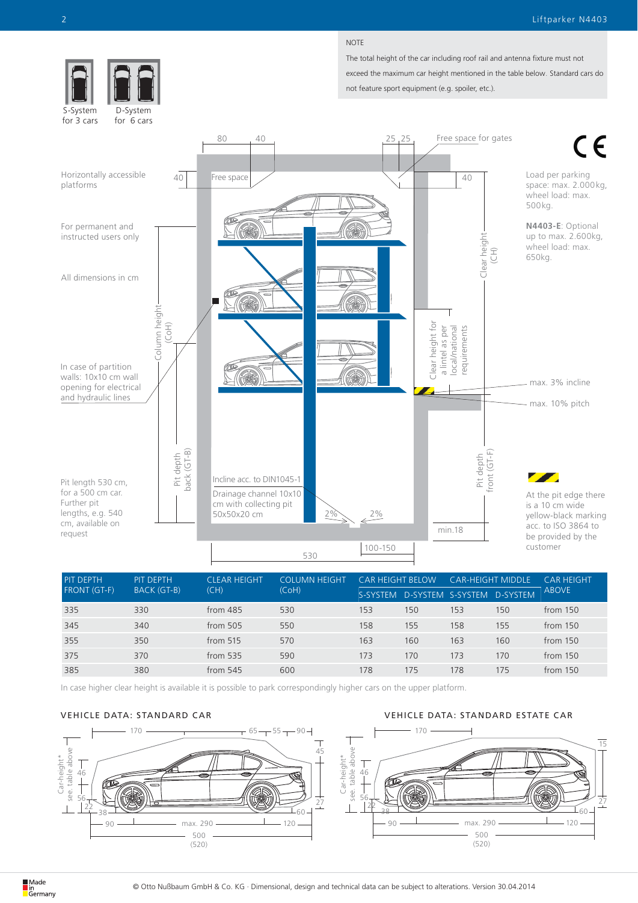NOTE

The total height of the car including roof rail and antenna fixture must not exceed the maximum car height mentioned in the table below. Standard cars do not feature sport equipment (e.g. spoiler, etc.).

S-System for 3 cars

D-System for 6 cars

Horizontally accessible platforms

For permanent and instructed users only

All dimensions in cm

In case of partition walls: 10x10 cm wall opening for electrical and hydraulic lines

Pit length 530 cm, for a 500 cm car. Further pit lengths, e.g. 540 cm, available on request

Load per parking space: max. 2.000 kg, wheel load: max. 500 kg.

**N4403-E**: Optional up to max. 2.600 kg, wheel load: max. 650 kg.

max. 3% incline

max. 10% pitch

At the pit edge there is a 10 cm wide yellow-black marking acc. to ISO 3864 to be provided by the customer

Free space for gates

Free space

Clear height (CH)

Clear height for a lintel as per local/national requirements

Column height (CoH)

Pit depth back (GT-B)

Pit depth front (GT-F)

Incline acc. to DIN1045-1

Drainage channel 10x10 cm with collecting pit 50x50x20 cm

| PIT DEPTH FRONT (GT-F) | PIT DEPTH BACK (GT-B) | CLEAR HEIGHT (CH) | COLUMN HEIGHT (CoH) | CAR HEIGHT BELOW | | CAR-HEIGHT MIDDLE | | CAR HEIGHT ABOVE |
|---|---|---|---|---|---|---|---|---|
| | | | | S-SYSTEM | D-SYSTEM | S-SYSTEM | D-SYSTEM | |
| 335 | 330 | from 485 | 530 | 153 | 150 | 153 | 150 | from 150 |
| 345 | 340 | from 505 | 550 | 158 | 155 | 158 | 155 | from 150 |
| 355 | 350 | from 515 | 570 | 163 | 160 | 163 | 160 | from 150 |
| 375 | 370 | from 535 | 590 | 173 | 170 | 173 | 170 | from 150 |
| 385 | 380 | from 545 | 600 | 178 | 175 | 178 | 175 | from 150 |

In case higher clear height is available it is possible to park correspondingly higher cars on the upper platform.

## VEHICLE DATA: STANDARD CAR

Car-height* see. table above

## VEHICLE DATA: STANDARD ESTATE CAR

Car-height* see. table above

Made in Germany

© Otto Nußbaum GmbH & Co. KG · Dimensional, design and technical data can be subject to alterations. Version 30.04.2014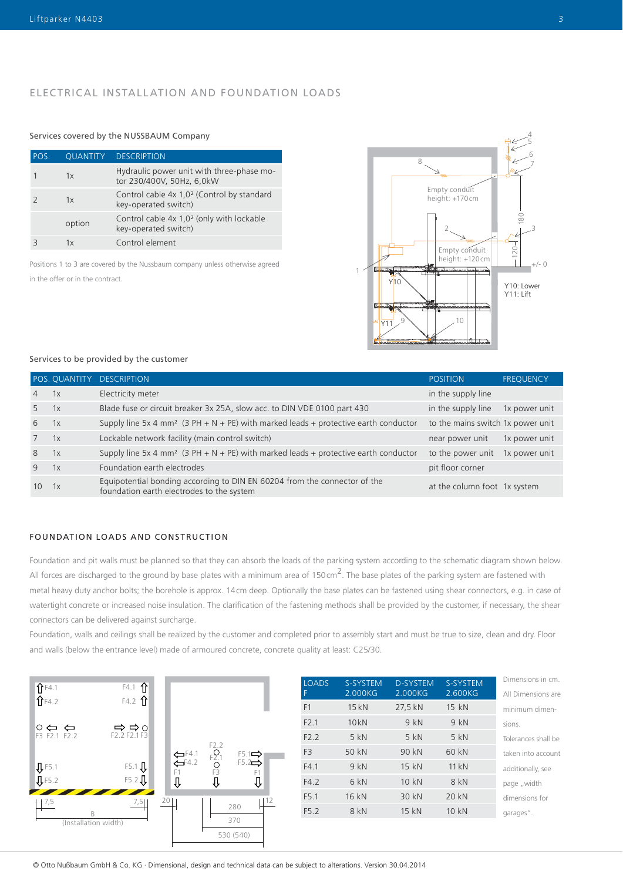## ELECTRICAL INSTALLATION AND FOUNDATION LOADS

### Services covered by the NUSSBAUM Company

| POS. | QUANTITY | DESCRIPTION |
|---|---|---|
| 1 | 1x | Hydraulic power unit with three-phase motor 230/400V, 50Hz, 6,0kW |
| 2 | 1x | Control cable 4x 1,0² (Control by standard key-operated switch) |
| | option | Control cable 4x 1,0² (only with lockable key-operated switch) |
| 3 | 1x | Control element |

Positions 1 to 3 are covered by the Nussbaum company unless otherwise agreed in the offer or in the contract.

Empty conduit height: +170cm

Empty conduit height: +120cm

Y10: Lower
Y11: Lift

### Services to be provided by the customer

| POS. | QUANTITY | DESCRIPTION | POSITION | FREQUENCY |
|---|---|---|---|---|
| 4 | 1x | Electricity meter | in the supply line | |
| 5 | 1x | Blade fuse or circuit breaker 3x 25A, slow acc. to DIN VDE 0100 part 430 | in the supply line | 1x power unit |
| 6 | 1x | Supply line 5x 4 mm² (3 PH + N + PE) with marked leads + protective earth conductor | to the mains switch | 1x power unit |
| 7 | 1x | Lockable network facility (main control switch) | near power unit | 1x power unit |
| 8 | 1x | Supply line 5x 4 mm² (3 PH + N + PE) with marked leads + protective earth conductor | to the power unit | 1x power unit |
| 9 | 1x | Foundation earth electrodes | pit floor corner | |
| 10 | 1x | Equipotential bonding according to DIN EN 60204 from the connector of the foundation earth electrodes to the system | at the column foot | 1x system |

## FOUNDATION LOADS AND CONSTRUCTION

Foundation and pit walls must be planned so that they can absorb the loads of the parking system according to the schematic diagram shown below. All forces are discharged to the ground by base plates with a minimum area of 150 cm². The base plates of the parking system are fastened with metal heavy duty anchor bolts; the borehole is approx. 14cm deep. Optionally the base plates can be fastened using shear connectors, e.g. in case of watertight concrete or increased noise insulation. The clarification of the fastening methods shall be provided by the customer, if necessary, the shear connectors can be delivered against surcharge.

Foundation, walls and ceilings shall be realized by the customer and completed prior to assembly start and must be true to size, clean and dry. Floor and walls (below the entrance level) made of armoured concrete, concrete quality at least: C25/30.

| LOADS F | S-SYSTEM 2.000KG | D-SYSTEM 2.000KG | S-SYSTEM 2.600KG |
|---|---|---|---|
| F1 | 15 kN | 27,5 kN | 15 kN |
| F2.1 | 10kN | 9 kN | 9 kN |
| F2.2 | 5 kN | 5 kN | 5 kN |
| F3 | 50 kN | 90 kN | 60 kN |
| F4.1 | 9 kN | 15 kN | 11 kN |
| F4.2 | 6 kN | 10 kN | 8 kN |
| F5.1 | 16 kN | 30 kN | 20 kN |
| F5.2 | 8 kN | 15 kN | 10 kN |

Dimensions in cm. All Dimensions are minimum dimensions. Tolerances shall be taken into account additionally, see page „width dimensions for garages".

© Otto Nußbaum GmbH & Co. KG · Dimensional, design and technical data can be subject to alterations. Version 30.04.2014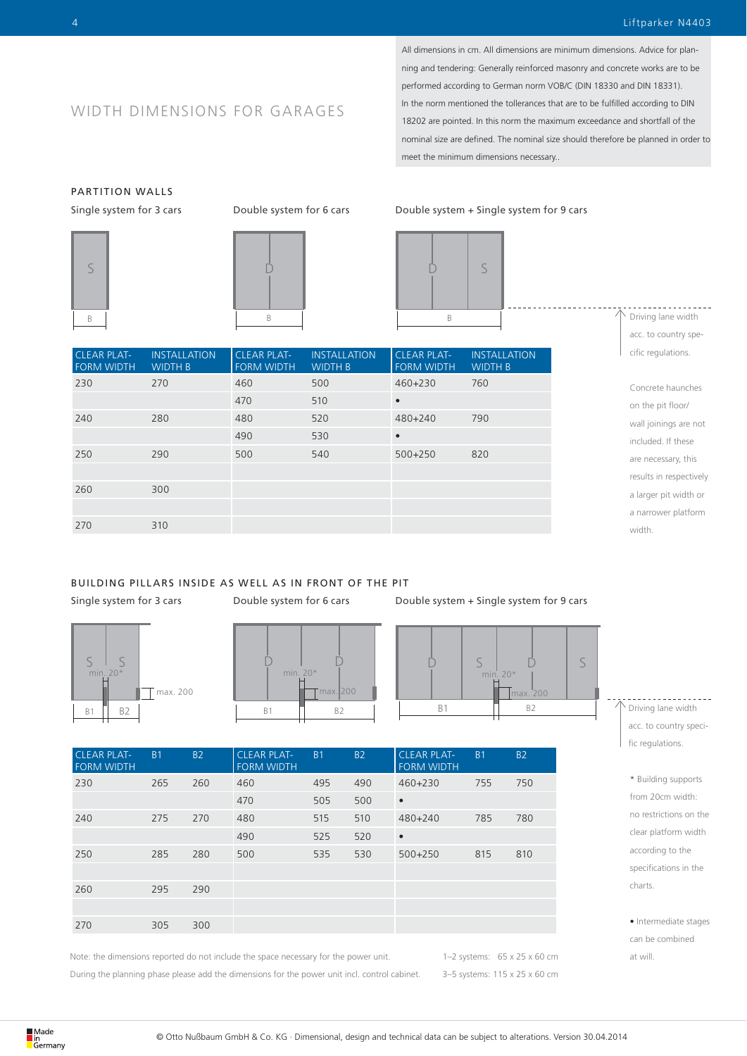# WIDTH DIMENSIONS FOR GARAGES

All dimensions in cm. All dimensions are minimum dimensions. Advice for planning and tendering: Generally reinforced masonry and concrete works are to be performed according to German norm VOB/C (DIN 18330 and DIN 18331). In the norm mentioned the tollerances that are to be fulfilled according to DIN 18202 are pointed. In this norm the maximum exceedance and shortfall of the nominal size are defined. The nominal size should therefore be planned in order to meet the minimum dimensions necessary..

## PARTITION WALLS

Single system for 3 cars | Double system for 6 cars | Double system + Single system for 9 cars

S / B — D / B — D S / B

Driving lane width acc. to country specific regulations.

| CLEAR PLATFORM WIDTH | INSTALLATION WIDTH B | CLEAR PLATFORM WIDTH | INSTALLATION WIDTH B | CLEAR PLATFORM WIDTH | INSTALLATION WIDTH B |
|---|---|---|---|---|---|
| 230 | 270 | 460 | 500 | 460+230 | 760 |
| | | 470 | 510 | • | |
| 240 | 280 | 480 | 520 | 480+240 | 790 |
| | | 490 | 530 | • | |
| 250 | 290 | 500 | 540 | 500+250 | 820 |
| | | | | | |
| 260 | 300 | | | | |
| | | | | | |
| 270 | 310 | | | | |

Concrete haunches on the pit floor/ wall joinings are not included. If these are necessary, this results in respectively a larger pit width or a narrower platform width.

## BUILDING PILLARS INSIDE AS WELL AS IN FRONT OF THE PIT

Single system for 3 cars | Double system for 6 cars | Double system + Single system for 9 cars

S S / min. 20* / max. 200 / B1 B2 — D D / min. 20* / max. 200 / B1 B2 — D S D S / min. 20* / max. 200 / B1 B2

Driving lane width acc. to country specific regulations.

| CLEAR PLATFORM WIDTH | B1 | B2 | CLEAR PLATFORM WIDTH | B1 | B2 | CLEAR PLATFORM WIDTH | B1 | B2 |
|---|---|---|---|---|---|---|---|---|
| 230 | 265 | 260 | 460 | 495 | 490 | 460+230 | 755 | 750 |
| | | | 470 | 505 | 500 | • | | |
| 240 | 275 | 270 | 480 | 515 | 510 | 480+240 | 785 | 780 |
| | | | 490 | 525 | 520 | • | | |
| 250 | 285 | 280 | 500 | 535 | 530 | 500+250 | 815 | 810 |
| | | | | | | | | |
| 260 | 295 | 290 | | | | | | |
| | | | | | | | | |
| 270 | 305 | 300 | | | | | | |

* Building supports from 20cm width: no restrictions on the clear platform width according to the specifications in the charts.

• Intermediate stages can be combined at will.

Note: the dimensions reported do not include the space necessary for the power unit.
During the planning phase please add the dimensions for the power unit incl. control cabinet.

1–2 systems: 65 x 25 x 60 cm
3–5 systems: 115 x 25 x 60 cm

Made in Germany

© Otto Nußbaum GmbH & Co. KG · Dimensional, design and technical data can be subject to alterations. Version 30.04.2014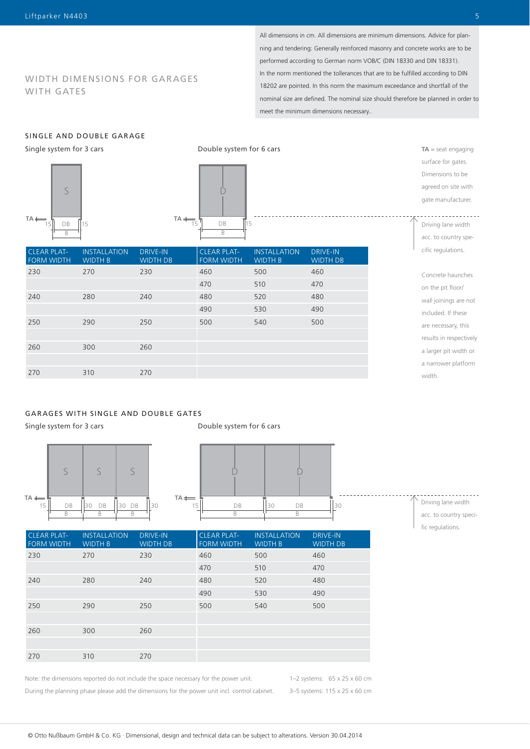## WIDTH DIMENSIONS FOR GARAGES WITH GATES

All dimensions in cm. All dimensions are minimum dimensions. Advice for planning and tendering: Generally reinforced masonry and concrete works are to be performed according to German norm VOB/C (DIN 18330 and DIN 18331). In the norm mentioned the tollerances that are to be fulfilled according to DIN 18202 are pointed. In this norm the maximum exceedance and shortfall of the nominal size are defined. The nominal size should therefore be planned in order to meet the minimum dimensions necessary..

### SINGLE AND DOUBLE GARAGE

Single system for 3 cars

Double system for 6 cars

**TA** = seat engaging surface for gates. Dimensions to be agreed on site with gate manufacturer.

Driving lane width acc. to country specific regulations.

Concrete haunches on the pit floor/ wall joinings are not included. If these are necessary, this results in respectively a larger pit width or a narrower platform width.

| CLEAR PLATFORM WIDTH | INSTALLATION WIDTH B | DRIVE-IN WIDTH DB | CLEAR PLATFORM WIDTH | INSTALLATION WIDTH B | DRIVE-IN WIDTH DB |
|---|---|---|---|---|---|
| 230 | 270 | 230 | 460 | 500 | 460 |
| | | | 470 | 510 | 470 |
| 240 | 280 | 240 | 480 | 520 | 480 |
| | | | 490 | 530 | 490 |
| 250 | 290 | 250 | 500 | 540 | 500 |
| | | | | | |
| 260 | 300 | 260 | | | |
| | | | | | |
| 270 | 310 | 270 | | | |

### GARAGES WITH SINGLE AND DOUBLE GATES

Single system for 3 cars

Double system for 6 cars

Driving lane width acc. to country specific regulations.

| CLEAR PLATFORM WIDTH | INSTALLATION WIDTH B | DRIVE-IN WIDTH DB | CLEAR PLATFORM WIDTH | INSTALLATION WIDTH B | DRIVE-IN WIDTH DB |
|---|---|---|---|---|---|
| 230 | 270 | 230 | 460 | 500 | 460 |
| | | | 470 | 510 | 470 |
| 240 | 280 | 240 | 480 | 520 | 480 |
| | | | 490 | 530 | 490 |
| 250 | 290 | 250 | 500 | 540 | 500 |
| | | | | | |
| 260 | 300 | 260 | | | |
| | | | | | |
| 270 | 310 | 270 | | | |

Note: the dimensions reported do not include the space necessary for the power unit. During the planning phase please add the dimensions for the power unit incl. control cabinet.

1–2 systems: 65 x 25 x 60 cm
3–5 systems: 115 x 25 x 60 cm

© Otto Nußbaum GmbH & Co. KG · Dimensional, design and technical data can be subject to alterations. Version 30.04.2014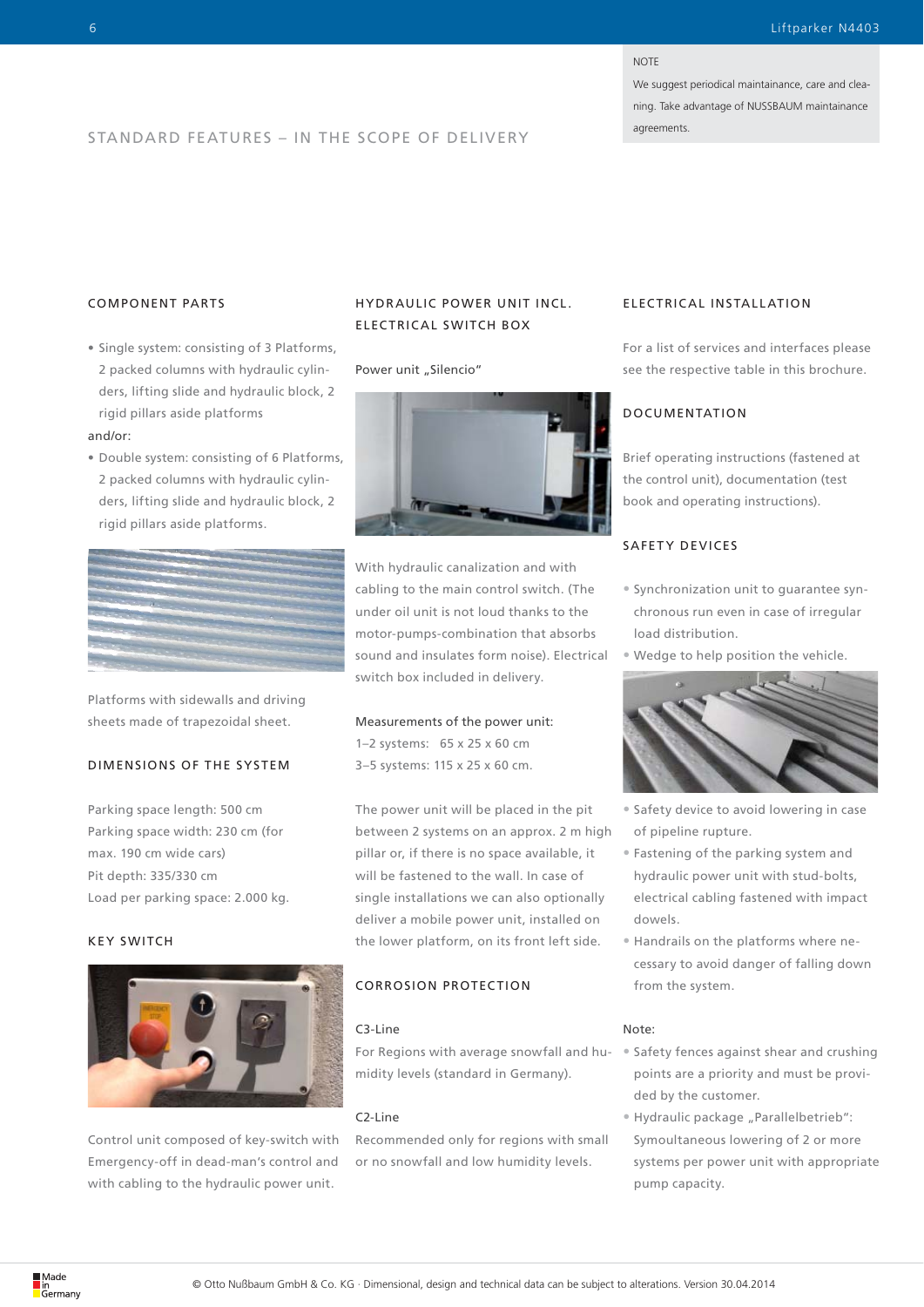NOTE

We suggest periodical maintainance, care and cleaning. Take advantage of NUSSBAUM maintainance agreements.

## STANDARD FEATURES – IN THE SCOPE OF DELIVERY

### COMPONENT PARTS

- Single system: consisting of 3 Platforms, 2 packed columns with hydraulic cylinders, lifting slide and hydraulic block, 2 rigid pillars aside platforms

and/or:

- Double system: consisting of 6 Platforms, 2 packed columns with hydraulic cylinders, lifting slide and hydraulic block, 2 rigid pillars aside platforms.

Platforms with sidewalls and driving sheets made of trapezoidal sheet.

### DIMENSIONS OF THE SYSTEM

Parking space length: 500 cm
Parking space width: 230 cm (for max. 190 cm wide cars)
Pit depth: 335/330 cm
Load per parking space: 2.000 kg.

### KEY SWITCH

Control unit composed of key-switch with Emergency-off in dead-man's control and with cabling to the hydraulic power unit.

### HYDRAULIC POWER UNIT INCL. ELECTRICAL SWITCH BOX

Power unit „Silencio"

With hydraulic canalization and with cabling to the main control switch. (The under oil unit is not loud thanks to the motor-pumps-combination that absorbs sound and insulates form noise). Electrical switch box included in delivery.

Measurements of the power unit:
1–2 systems: 65 x 25 x 60 cm
3–5 systems: 115 x 25 x 60 cm.

The power unit will be placed in the pit between 2 systems on an approx. 2 m high pillar or, if there is no space available, it will be fastened to the wall. In case of single installations we can also optionally deliver a mobile power unit, installed on the lower platform, on its front left side.

### CORROSION PROTECTION

C3-Line
For Regions with average snowfall and humidity levels (standard in Germany).

C2-Line
Recommended only for regions with small or no snowfall and low humidity levels.

### ELECTRICAL INSTALLATION

For a list of services and interfaces please see the respective table in this brochure.

### DOCUMENTATION

Brief operating instructions (fastened at the control unit), documentation (test book and operating instructions).

### SAFETY DEVICES

- Synchronization unit to guarantee synchronous run even in case of irregular load distribution.
- Wedge to help position the vehicle.
- Safety device to avoid lowering in case of pipeline rupture.
- Fastening of the parking system and hydraulic power unit with stud-bolts, electrical cabling fastened with impact dowels.
- Handrails on the platforms where necessary to avoid danger of falling down from the system.

Note:

- Safety fences against shear and crushing points are a priority and must be provided by the customer.
- Hydraulic package „Parallelbetrieb": Symoultaneous lowering of 2 or more systems per power unit with appropriate pump capacity.

© Otto Nußbaum GmbH & Co. KG · Dimensional, design and technical data can be subject to alterations. Version 30.04.2014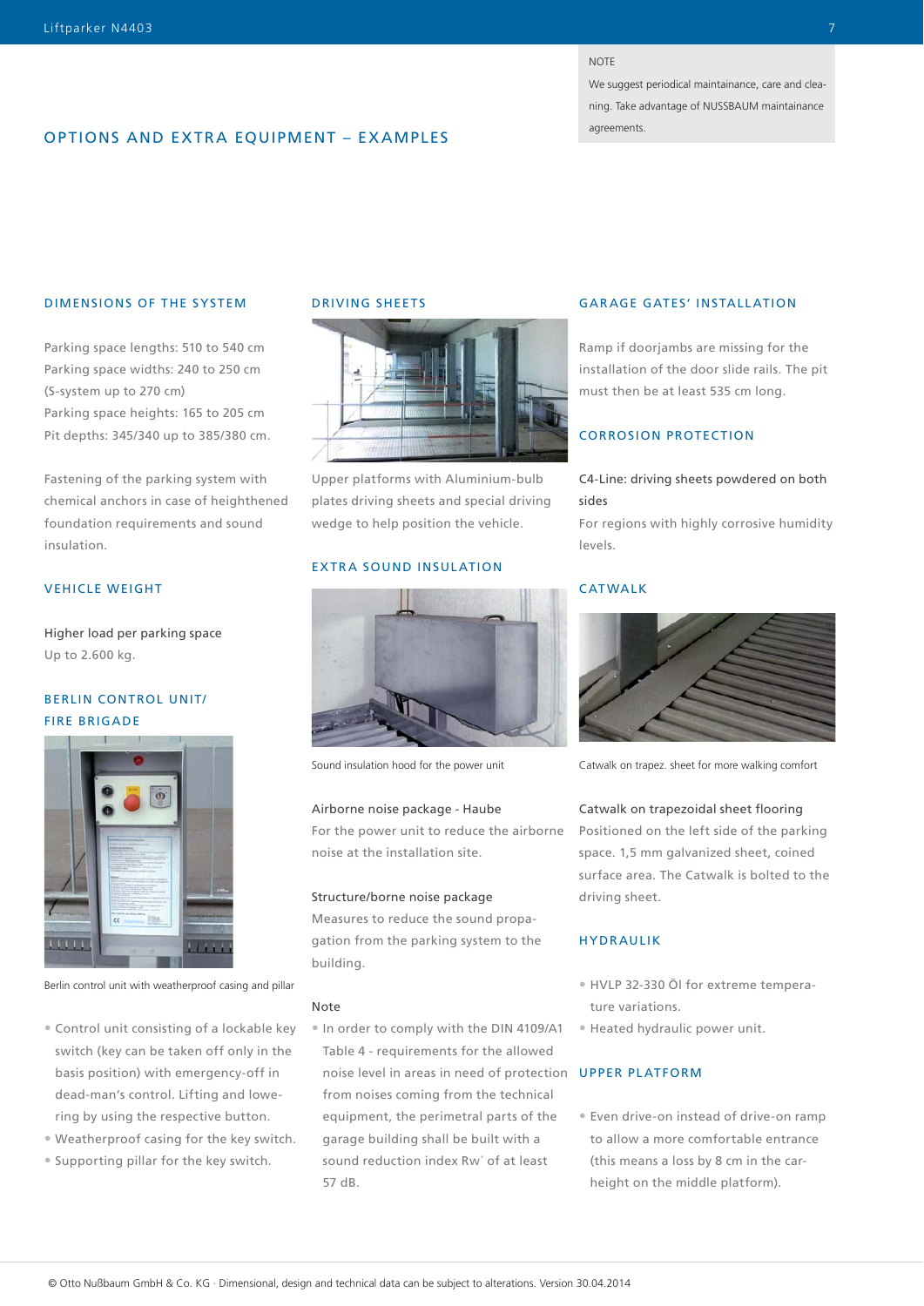NOTE

We suggest periodical maintainance, care and cleaning. Take advantage of NUSSBAUM maintainance agreements.

## OPTIONS AND EXTRA EQUIPMENT – EXAMPLES

### DIMENSIONS OF THE SYSTEM

Parking space lengths: 510 to 540 cm
Parking space widths: 240 to 250 cm
(S-system up to 270 cm)
Parking space heights: 165 to 205 cm
Pit depths: 345/340 up to 385/380 cm.

Fastening of the parking system with chemical anchors in case of heightened foundation requirements and sound insulation.

### VEHICLE WEIGHT

Higher load per parking space
Up to 2.600 kg.

### BERLIN CONTROL UNIT/ FIRE BRIGADE

Berlin control unit with weatherproof casing and pillar

- Control unit consisting of a lockable key switch (key can be taken off only in the basis position) with emergency-off in dead-man's control. Lifting and lowering by using the respective button.
- Weatherproof casing for the key switch.
- Supporting pillar for the key switch.

### DRIVING SHEETS

Upper platforms with Aluminium-bulb plates driving sheets and special driving wedge to help position the vehicle.

### EXTRA SOUND INSULATION

Sound insulation hood for the power unit

Airborne noise package - Haube
For the power unit to reduce the airborne noise at the installation site.

Structure/borne noise package
Measures to reduce the sound propagation from the parking system to the building.

Note

- In order to comply with the DIN 4109/A1 Table 4 - requirements for the allowed noise level in areas in need of protection from noises coming from the technical equipment, the perimetral parts of the garage building shall be built with a sound reduction index Rw´ of at least 57 dB.

### GARAGE GATES' INSTALLATION

Ramp if doorjambs are missing for the installation of the door slide rails. The pit must then be at least 535 cm long.

### CORROSION PROTECTION

C4-Line: driving sheets powdered on both sides
For regions with highly corrosive humidity levels.

### CATWALK

Catwalk on trapez. sheet for more walking comfort

Catwalk on trapezoidal sheet flooring
Positioned on the left side of the parking space. 1,5 mm galvanized sheet, coined surface area. The Catwalk is bolted to the driving sheet.

### HYDRAULIK

- HVLP 32-330 Öl for extreme temperature variations.
- Heated hydraulic power unit.

### UPPER PLATFORM

- Even drive-on instead of drive-on ramp to allow a more comfortable entrance (this means a loss by 8 cm in the car-height on the middle platform).

© Otto Nußbaum GmbH & Co. KG · Dimensional, design and technical data can be subject to alterations. Version 30.04.2014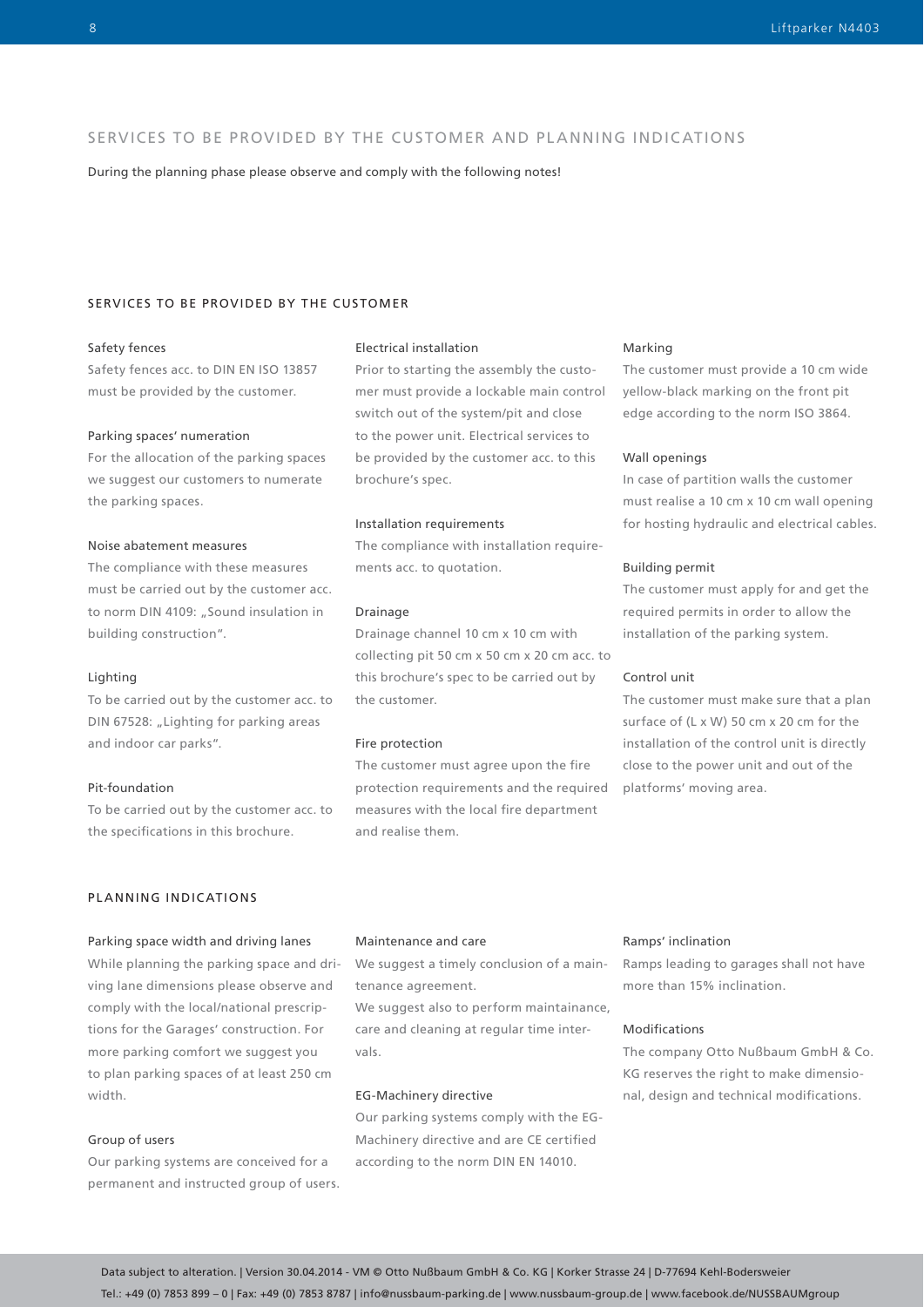## SERVICES TO BE PROVIDED BY THE CUSTOMER AND PLANNING INDICATIONS

During the planning phase please observe and comply with the following notes!

### SERVICES TO BE PROVIDED BY THE CUSTOMER

**Safety fences**
Safety fences acc. to DIN EN ISO 13857 must be provided by the customer.

**Parking spaces' numeration**
For the allocation of the parking spaces we suggest our customers to numerate the parking spaces.

**Noise abatement measures**
The compliance with these measures must be carried out by the customer acc. to norm DIN 4109: „Sound insulation in building construction".

**Lighting**
To be carried out by the customer acc. to DIN 67528: „Lighting for parking areas and indoor car parks".

**Pit-foundation**
To be carried out by the customer acc. to the specifications in this brochure.

**Electrical installation**
Prior to starting the assembly the customer must provide a lockable main control switch out of the system/pit and close to the power unit. Electrical services to be provided by the customer acc. to this brochure's spec.

**Installation requirements**
The compliance with installation requirements acc. to quotation.

**Drainage**
Drainage channel 10 cm x 10 cm with collecting pit 50 cm x 50 cm x 20 cm acc. to this brochure's spec to be carried out by the customer.

**Fire protection**
The customer must agree upon the fire protection requirements and the required measures with the local fire department and realise them.

**Marking**
The customer must provide a 10 cm wide yellow-black marking on the front pit edge according to the norm ISO 3864.

**Wall openings**
In case of partition walls the customer must realise a 10 cm x 10 cm wall opening for hosting hydraulic and electrical cables.

**Building permit**
The customer must apply for and get the required permits in order to allow the installation of the parking system.

**Control unit**
The customer must make sure that a plan surface of (L x W) 50 cm x 20 cm for the installation of the control unit is directly close to the power unit and out of the platforms' moving area.

### PLANNING INDICATIONS

**Parking space width and driving lanes**
While planning the parking space and driving lane dimensions please observe and comply with the local/national prescriptions for the Garages' construction. For more parking comfort we suggest you to plan parking spaces of at least 250 cm width.

**Group of users**
Our parking systems are conceived for a permanent and instructed group of users.

**Maintenance and care**
We suggest a timely conclusion of a maintenance agreement.
We suggest also to perform maintainance, care and cleaning at regular time intervals.

**EG-Machinery directive**
Our parking systems comply with the EG-Machinery directive and are CE certified according to the norm DIN EN 14010.

**Ramps' inclination**
Ramps leading to garages shall not have more than 15% inclination.

**Modifications**
The company Otto Nußbaum GmbH & Co. KG reserves the right to make dimensional, design and technical modifications.

Data subject to alteration. | Version 30.04.2014 - VM © Otto Nußbaum GmbH & Co. KG | Korker Strasse 24 | D-77694 Kehl-Bodersweier
Tel.: +49 (0) 7853 899 – 0 | Fax: +49 (0) 7853 8787 | info@nussbaum-parking.de | www.nussbaum-group.de | www.facebook.de/NUSSBAUMgroup